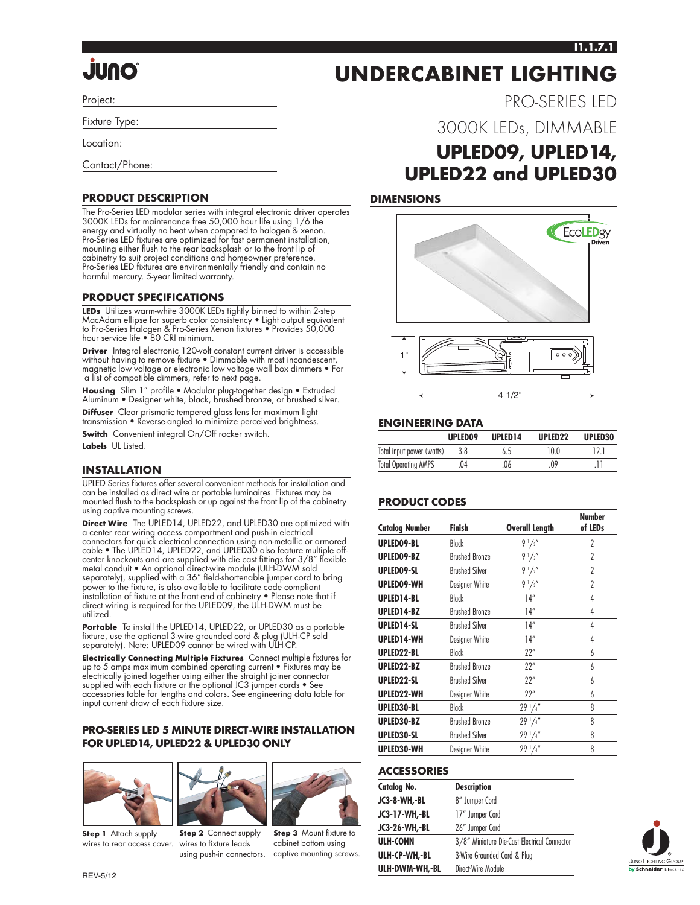# JUNO

# UNDERCABINET LIGHTING

## PRO-SERIES LED

## 3000K LEDs, DIMMABLE

## UPLED09, UPLED14, UPLED22 and UPLED30

Project:

Fixture Type:

Location:

Contact/Phone:

### PRODUCT DESCRIPTION

The Pro-Series LED modular series with integral electronic driver operates 3000K LEDs for maintenance free 50,000 hour life using 1/6 the energy and virtually no heat when compared to halogen & xenon. Pro-Series LED fixtures are optimized for fast permanent installation, mounting either flush to the rear backsplash or to the front lip of cabinetry to suit project conditions and homeowner preference. Pro-Series LED fixtures are environmentally friendly and contain no harmful mercury. 5-year limited warranty.

### PRODUCT SPECIFICATIONS

**LEDs** Utilizes warm-white 3000K LEDs tightly binned to within 2-step MacAdam ellipse for superb color consistency • Light output equivalent to Pro-Series Halogen & Pro-Series Xenon fixtures • Provides 50,000 hour service life • 80 CRI minimum.

**Driver** Integral electronic 120-volt constant current driver is accessible without having to remove fixture • Dimmable with most incandescent, magnetic low voltage or electronic low voltage wall box dimmers • For a list of compatible dimmers, refer to next page.

**Housing** Slim 1" profile • Modular plug-together design • Extruded Aluminum • Designer white, black, brushed bronze, or brushed silver.

**Diffuser** Clear prismatic tempered glass lens for maximum light transmission • Reverse-angled to minimize perceived brightness.

**Switch** Convenient integral On/Off rocker switch.

**Labels** UL Listed.

### INSTALLATION

UPLED Series fixtures offer several convenient methods for installation and can be installed as direct wire or portable luminaires. Fixtures may be mounted flush to the backsplash or up against the front lip of the cabinetry using captive mounting screws.

**Direct Wire** The UPLED14, UPLED22, and UPLED30 are optimized with a center rear wiring access compartment and push-in electrical connectors for quick electrical connection using non-metallic or armored cable • The UPLED14, UPLED22, and UPLED30 also feature multiple off-center knockouts and are supplied with die cast fittings for 3/8" flexible metal conduit • An optional direct-wire module (ULH-DWM sold separately), supplied with a 36" field-shortenable jumper cord to bring power to the fixture, is also available to facilitate code compliant installation of fixture at the front end of cabinetry • Please note that if direct wiring is required for the UPLED09, the ULH-DWM must be utilized.

**Portable** To install the UPLED14, UPLED22, or UPLED30 as a portable fixture, use the optional 3-wire grounded cord & plug (ULH-CP sold separately). Note: UPLED09 cannot be wired with ULH-CP.

**Electrically Connecting Multiple Fixtures** Connect multiple fixtures for up to 5 amps maximum combined operating current • Fixtures may be electrically joined together using either the straight joiner connector supplied with each fixture or the optional JC3 jumper cords • See accessories table for lengths and colors. See engineering data table for input current draw of each fixture size.

### PRO-SERIES LED 5 MINUTE DIRECT-WIRE INSTALLATION FOR UPLED14, UPLED22 & UPLED30 ONLY

**Step 1** Attach supply wires to rear access cover.

**Step 2** Connect supply wires to fixture leads using push-in connectors.

**Step 3** Mount fixture to cabinet bottom using captive mounting screws.

### DIMENSIONS

EcoLEDgy Driven

1"

4 1/2"

### ENGINEERING DATA

| | UPLED09 | UPLED14 | UPLED22 | UPLED30 |
|---|---|---|---|---|
| Total input power (watts) | 3.8 | 6.5 | 10.0 | 12.1 |
| Total Operating AMPS | .04 | .06 | .09 | .11 |

### PRODUCT CODES

| Catalog Number | Finish | Overall Length | Number of LEDs |
|---|---|---|---|
| UPLED09-BL | Black | 9 1/2" | 2 |
| UPLED09-BZ | Brushed Bronze | 9 1/2" | 2 |
| UPLED09-SL | Brushed Silver | 9 1/2" | 2 |
| UPLED09-WH | Designer White | 9 1/2" | 2 |
| UPLED14-BL | Black | 14" | 4 |
| UPLED14-BZ | Brushed Bronze | 14" | 4 |
| UPLED14-SL | Brushed Silver | 14" | 4 |
| UPLED14-WH | Designer White | 14" | 4 |
| UPLED22-BL | Black | 22" | 6 |
| UPLED22-BZ | Brushed Bronze | 22" | 6 |
| UPLED22-SL | Brushed Silver | 22" | 6 |
| UPLED22-WH | Designer White | 22" | 6 |
| UPLED30-BL | Black | 29 1/4" | 8 |
| UPLED30-BZ | Brushed Bronze | 29 1/4" | 8 |
| UPLED30-SL | Brushed Silver | 29 1/4" | 8 |
| UPLED30-WH | Designer White | 29 1/4" | 8 |

### ACCESSORIES

| Catalog No. | Description |
|---|---|
| JC3-8-WH,-BL | 8" Jumper Cord |
| JC3-17-WH,-BL | 17" Jumper Cord |
| JC3-26-WH,-BL | 26" Jumper Cord |
| ULH-CONN | 3/8" Miniature Die-Cast Electrical Connector |
| ULH-CP-WH,-BL | 3-Wire Grounded Cord & Plug |
| ULH-DWM-WH,-BL | Direct-Wire Module |

REV-5/12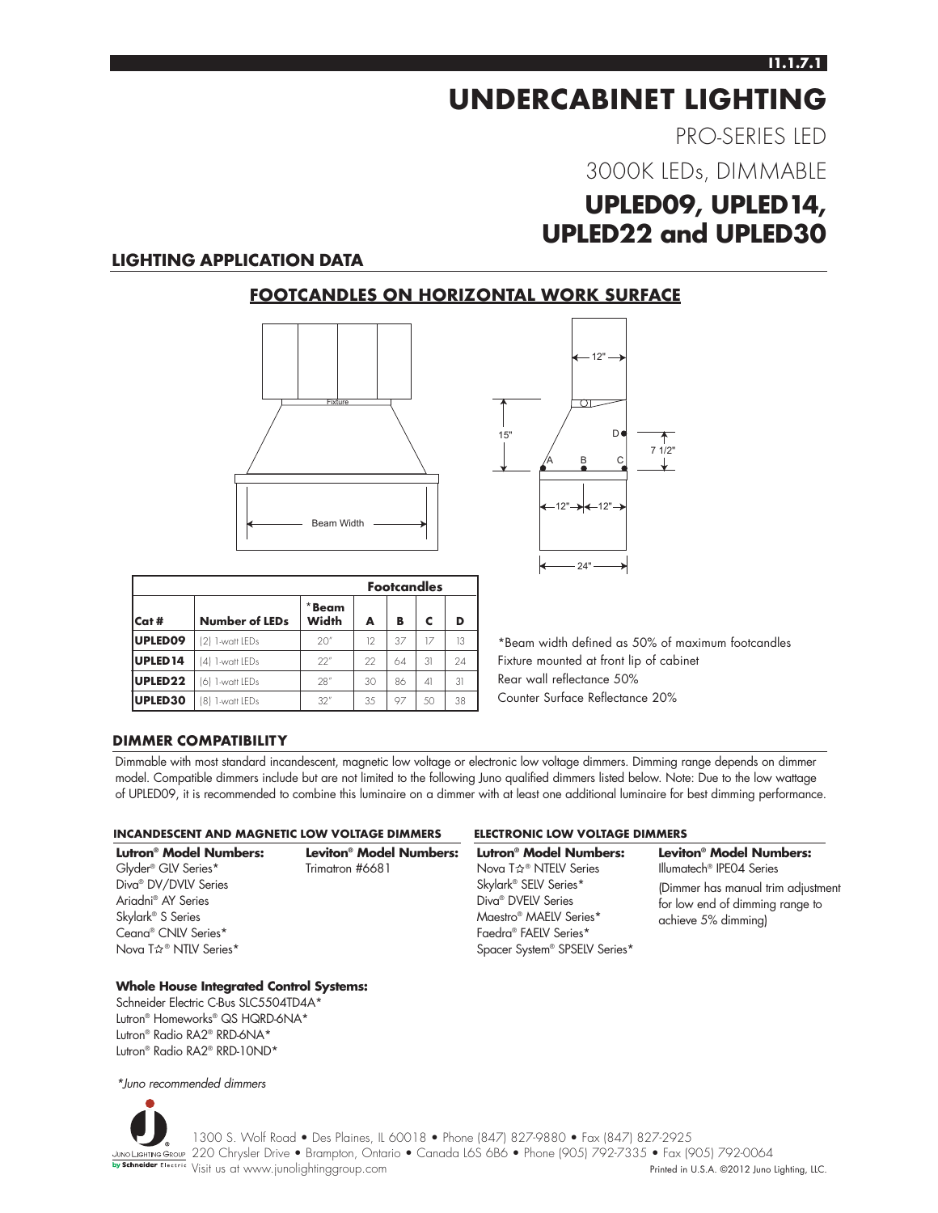I1.1.7.1

# UNDERCABINET LIGHTING

PRO-SERIES LED

3000K LEDs, DIMMABLE

## UPLED09, UPLED14, UPLED22 and UPLED30

## LIGHTING APPLICATION DATA

### FOOTCANDLES ON HORIZONTAL WORK SURFACE

Fixture

Beam Width

12"

15"

D

7 1/2"

A B C

12" 12"

24"

| | | | Footcandles | | | |
|---|---|---|---|---|---|---|
| Cat # | Number of LEDs | *Beam Width | A | B | C | D |
| UPLED09 | (2) 1-watt LEDs | 20" | 12 | 37 | 17 | 13 |
| UPLED14 | (4) 1-watt LEDs | 22" | 22 | 64 | 31 | 24 |
| UPLED22 | (6) 1-watt LEDs | 28" | 30 | 86 | 41 | 31 |
| UPLED30 | (8) 1-watt LEDs | 32" | 35 | 97 | 50 | 38 |

*Beam width defined as 50% of maximum footcandles
Fixture mounted at front lip of cabinet
Rear wall reflectance 50%
Counter Surface Reflectance 20%

### DIMMER COMPATIBILITY

Dimmable with most standard incandescent, magnetic low voltage or electronic low voltage dimmers. Dimming range depends on dimmer model. Compatible dimmers include but are not limited to the following Juno qualified dimmers listed below. Note: Due to the low wattage of UPLED09, it is recommended to combine this luminaire on a dimmer with at least one additional luminaire for best dimming performance.

#### INCANDESCENT AND MAGNETIC LOW VOLTAGE DIMMERS

**Lutron® Model Numbers:**
Glyder® GLV Series*
Diva® DV/DVLV Series
Ariadni® AY Series
Skylark® S Series
Ceana® CNLV Series*
Nova T☆® NTLV Series*

**Leviton® Model Numbers:**
Trimatron #6681

#### ELECTRONIC LOW VOLTAGE DIMMERS

**Lutron® Model Numbers:**
Nova T☆® NTELV Series
Skylark® SELV Series*
Diva® DVELV Series
Maestro® MAELV Series*
Faedra® FAELV Series*
Spacer System® SPSELV Series*

**Leviton® Model Numbers:**
Illumatech® IPE04 Series
(Dimmer has manual trim adjustment for low end of dimming range to achieve 5% dimming)

**Whole House Integrated Control Systems:**
Schneider Electric C-Bus SLC5504TD4A*
Lutron® Homeworks® QS HQRD-6NA*
Lutron® Radio RA2® RRD-6NA*
Lutron® Radio RA2® RRD-10ND*

*\*Juno recommended dimmers*

Juno Lighting Group by Schneider Electric

1300 S. Wolf Road • Des Plaines, IL 60018 • Phone (847) 827-9880 • Fax (847) 827-2925
220 Chrysler Drive • Brampton, Ontario • Canada L6S 6B6 • Phone (905) 792-7335 • Fax (905) 792-0064
Visit us at www.junolightinggroup.com

Printed in U.S.A. ©2012 Juno Lighting, LLC.